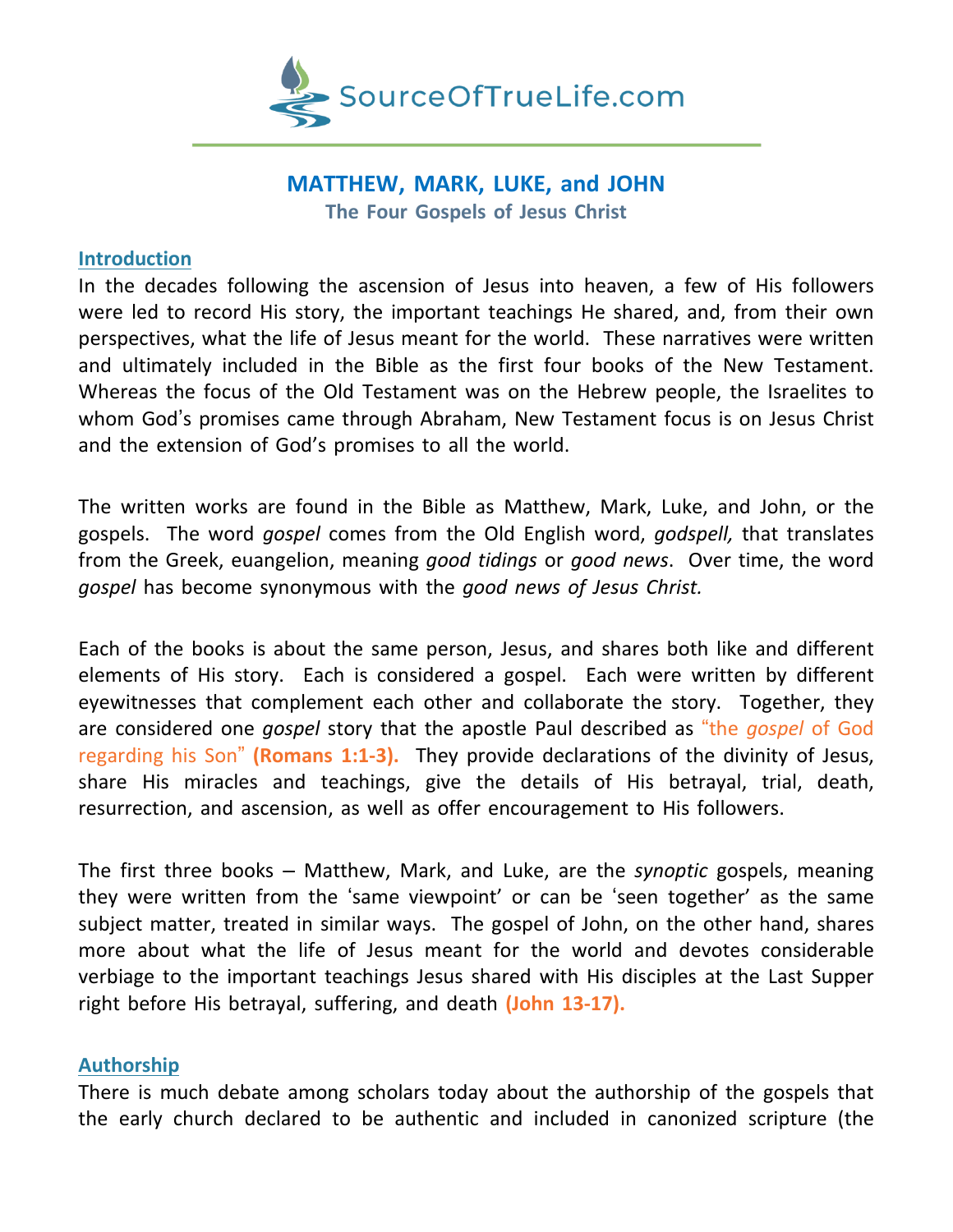SourceOfTrueLife.com

# MATTHEW, MARK, LUKE, and JOHN

## The Four Gospels of Jesus Christ

### Introduction

In the decades following the ascension of Jesus into heaven, a few of His followers were led to record His story, the important teachings He shared, and, from their own perspectives, what the life of Jesus meant for the world. These narratives were written and ultimately included in the Bible as the first four books of the New Testament. Whereas the focus of the Old Testament was on the Hebrew people, the Israelites to whom God's promises came through Abraham, New Testament focus is on Jesus Christ and the extension of God's promises to all the world.

The written works are found in the Bible as Matthew, Mark, Luke, and John, or the gospels. The word *gospel* comes from the Old English word, *godspell,* that translates from the Greek, euangelion, meaning *good tidings* or *good news*. Over time, the word *gospel* has become synonymous with the *good news of Jesus Christ.*

Each of the books is about the same person, Jesus, and shares both like and different elements of His story. Each is considered a gospel. Each were written by different eyewitnesses that complement each other and collaborate the story. Together, they are considered one *gospel* story that the apostle Paul described as "the *gospel* of God regarding his Son" **(Romans 1:1-3).** They provide declarations of the divinity of Jesus, share His miracles and teachings, give the details of His betrayal, trial, death, resurrection, and ascension, as well as offer encouragement to His followers.

The first three books – Matthew, Mark, and Luke, are the *synoptic* gospels, meaning they were written from the 'same viewpoint' or can be 'seen together' as the same subject matter, treated in similar ways. The gospel of John, on the other hand, shares more about what the life of Jesus meant for the world and devotes considerable verbiage to the important teachings Jesus shared with His disciples at the Last Supper right before His betrayal, suffering, and death **(John 13-17).**

### Authorship

There is much debate among scholars today about the authorship of the gospels that the early church declared to be authentic and included in canonized scripture (the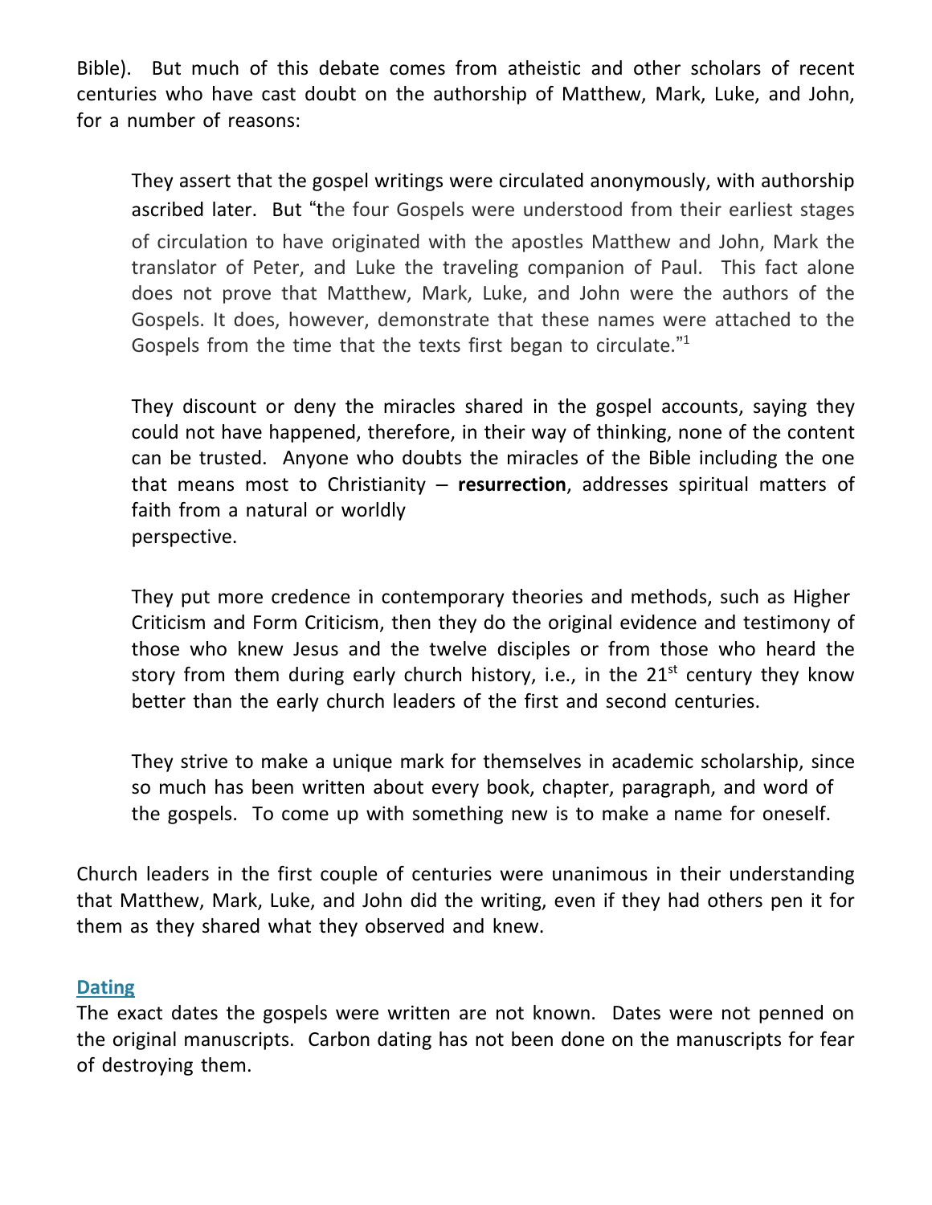Bible). But much of this debate comes from atheistic and other scholars of recent centuries who have cast doubt on the authorship of Matthew, Mark, Luke, and John, for a number of reasons:

> They assert that the gospel writings were circulated anonymously, with authorship ascribed later. But "the four Gospels were understood from their earliest stages of circulation to have originated with the apostles Matthew and John, Mark the translator of Peter, and Luke the traveling companion of Paul. This fact alone does not prove that Matthew, Mark, Luke, and John were the authors of the Gospels. It does, however, demonstrate that these names were attached to the Gospels from the time that the texts first began to circulate."[1]
>
> They discount or deny the miracles shared in the gospel accounts, saying they could not have happened, therefore, in their way of thinking, none of the content can be trusted. Anyone who doubts the miracles of the Bible including the one that means most to Christianity – **resurrection**, addresses spiritual matters of faith from a natural or worldly perspective.
>
> They put more credence in contemporary theories and methods, such as Higher Criticism and Form Criticism, then they do the original evidence and testimony of those who knew Jesus and the twelve disciples or from those who heard the story from them during early church history, i.e., in the 21st century they know better than the early church leaders of the first and second centuries.
>
> They strive to make a unique mark for themselves in academic scholarship, since so much has been written about every book, chapter, paragraph, and word of the gospels. To come up with something new is to make a name for oneself.

Church leaders in the first couple of centuries were unanimous in their understanding that Matthew, Mark, Luke, and John did the writing, even if they had others pen it for them as they shared what they observed and knew.

## Dating

The exact dates the gospels were written are not known. Dates were not penned on the original manuscripts. Carbon dating has not been done on the manuscripts for fear of destroying them.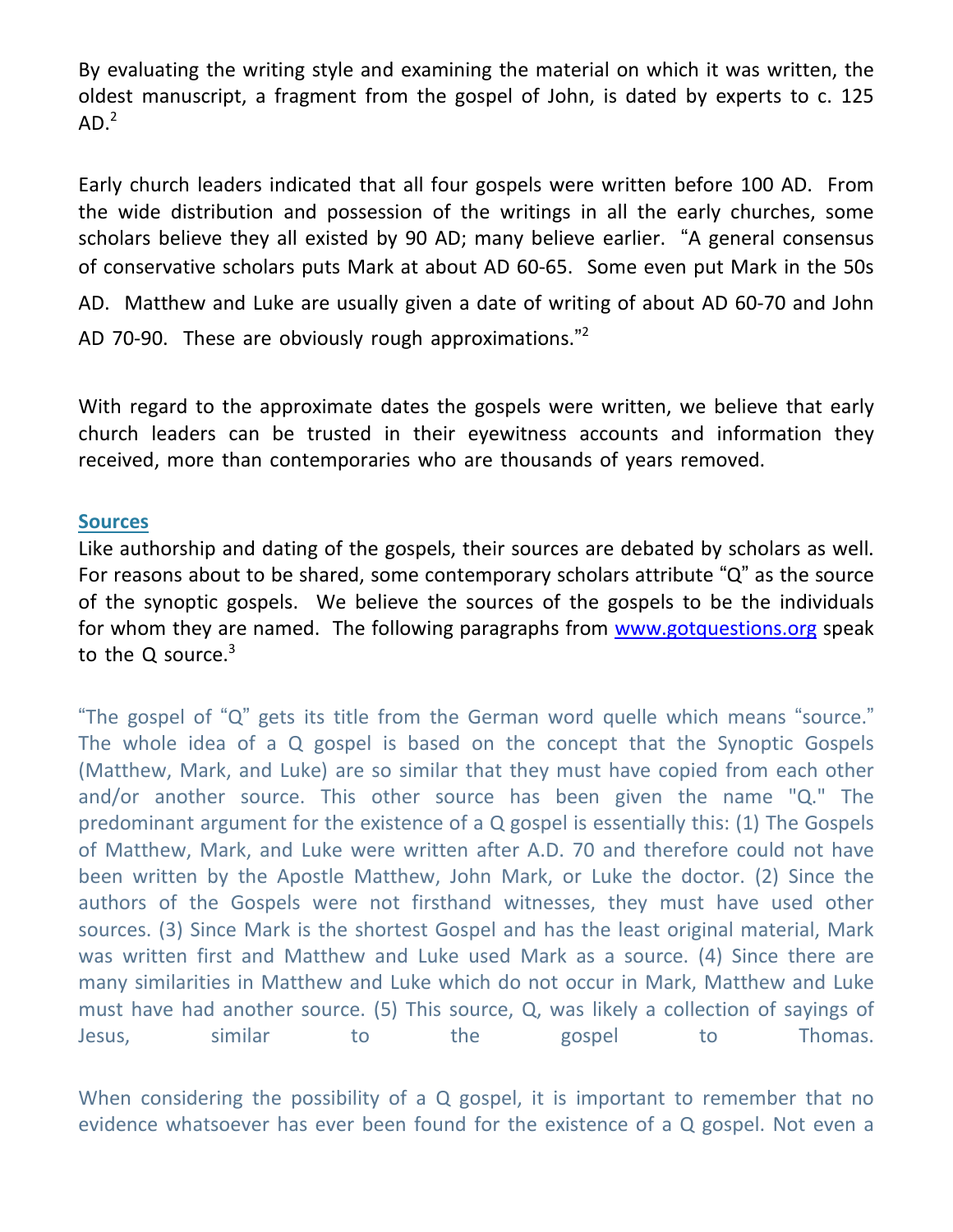By evaluating the writing style and examining the material on which it was written, the oldest manuscript, a fragment from the gospel of John, is dated by experts to c. 125 AD.[2]

Early church leaders indicated that all four gospels were written before 100 AD. From the wide distribution and possession of the writings in all the early churches, some scholars believe they all existed by 90 AD; many believe earlier. "A general consensus of conservative scholars puts Mark at about AD 60-65. Some even put Mark in the 50s AD. Matthew and Luke are usually given a date of writing of about AD 60-70 and John AD 70-90. These are obviously rough approximations."[2]

With regard to the approximate dates the gospels were written, we believe that early church leaders can be trusted in their eyewitness accounts and information they received, more than contemporaries who are thousands of years removed.

## Sources

Like authorship and dating of the gospels, their sources are debated by scholars as well. For reasons about to be shared, some contemporary scholars attribute "Q" as the source of the synoptic gospels. We believe the sources of the gospels to be the individuals for whom they are named. The following paragraphs from www.gotquestions.org speak to the Q source.[3]

"The gospel of "Q" gets its title from the German word quelle which means "source." The whole idea of a Q gospel is based on the concept that the Synoptic Gospels (Matthew, Mark, and Luke) are so similar that they must have copied from each other and/or another source. This other source has been given the name "Q." The predominant argument for the existence of a Q gospel is essentially this: (1) The Gospels of Matthew, Mark, and Luke were written after A.D. 70 and therefore could not have been written by the Apostle Matthew, John Mark, or Luke the doctor. (2) Since the authors of the Gospels were not firsthand witnesses, they must have used other sources. (3) Since Mark is the shortest Gospel and has the least original material, Mark was written first and Matthew and Luke used Mark as a source. (4) Since there are many similarities in Matthew and Luke which do not occur in Mark, Matthew and Luke must have had another source. (5) This source, Q, was likely a collection of sayings of Jesus, similar to the gospel to Thomas.

When considering the possibility of a Q gospel, it is important to remember that no evidence whatsoever has ever been found for the existence of a Q gospel. Not even a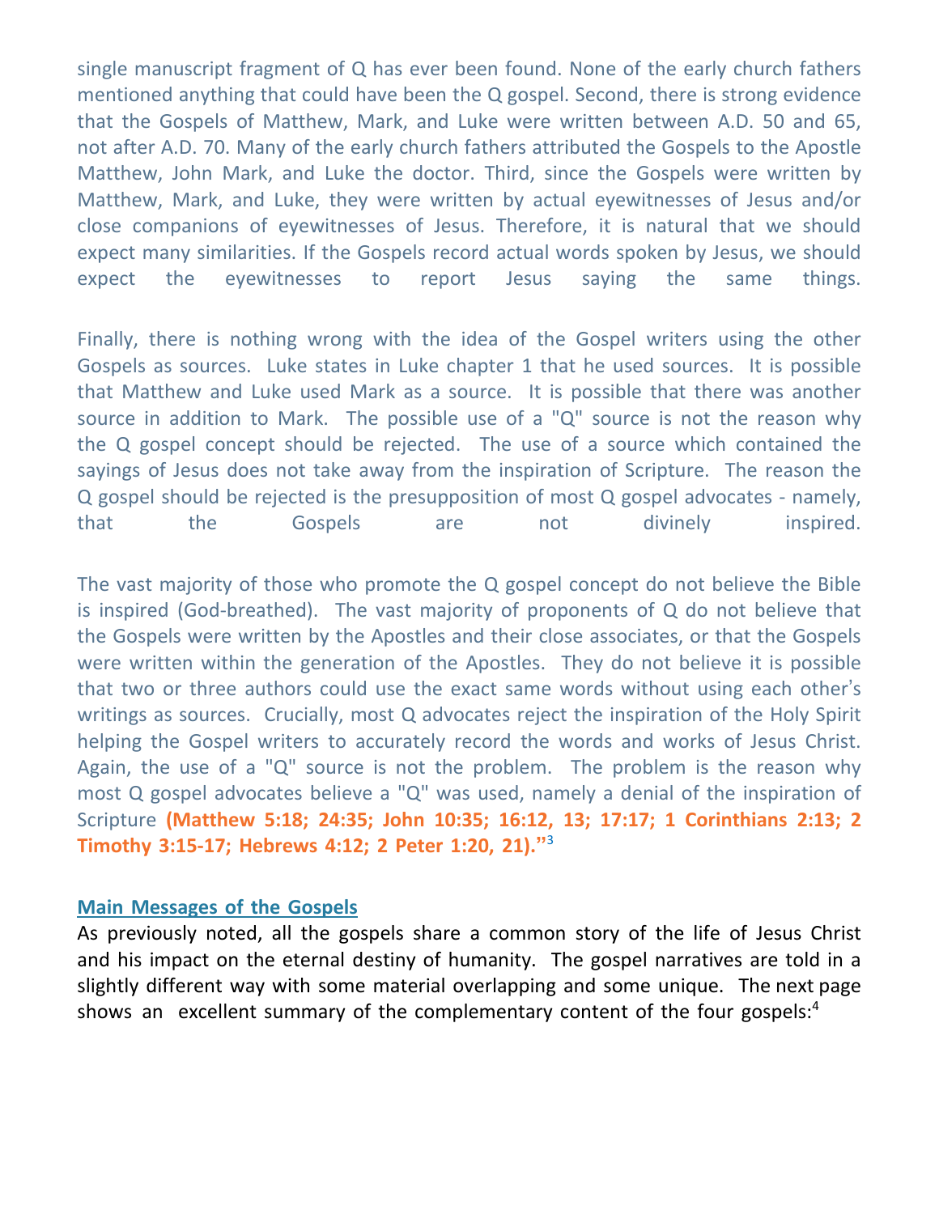single manuscript fragment of Q has ever been found. None of the early church fathers mentioned anything that could have been the Q gospel. Second, there is strong evidence that the Gospels of Matthew, Mark, and Luke were written between A.D. 50 and 65, not after A.D. 70. Many of the early church fathers attributed the Gospels to the Apostle Matthew, John Mark, and Luke the doctor. Third, since the Gospels were written by Matthew, Mark, and Luke, they were written by actual eyewitnesses of Jesus and/or close companions of eyewitnesses of Jesus. Therefore, it is natural that we should expect many similarities. If the Gospels record actual words spoken by Jesus, we should expect the eyewitnesses to report Jesus saying the same things.

Finally, there is nothing wrong with the idea of the Gospel writers using the other Gospels as sources. Luke states in Luke chapter 1 that he used sources. It is possible that Matthew and Luke used Mark as a source. It is possible that there was another source in addition to Mark. The possible use of a "Q" source is not the reason why the Q gospel concept should be rejected. The use of a source which contained the sayings of Jesus does not take away from the inspiration of Scripture. The reason the Q gospel should be rejected is the presupposition of most Q gospel advocates - namely, that the Gospels are not divinely inspired.

The vast majority of those who promote the Q gospel concept do not believe the Bible is inspired (God-breathed). The vast majority of proponents of Q do not believe that the Gospels were written by the Apostles and their close associates, or that the Gospels were written within the generation of the Apostles. They do not believe it is possible that two or three authors could use the exact same words without using each other's writings as sources. Crucially, most Q advocates reject the inspiration of the Holy Spirit helping the Gospel writers to accurately record the words and works of Jesus Christ. Again, the use of a "Q" source is not the problem. The problem is the reason why most Q gospel advocates believe a "Q" was used, namely a denial of the inspiration of Scripture **(Matthew 5:18; 24:35; John 10:35; 16:12, 13; 17:17; 1 Corinthians 2:13; 2 Timothy 3:15-17; Hebrews 4:12; 2 Peter 1:20, 21).”**[3]

## Main Messages of the Gospels

As previously noted, all the gospels share a common story of the life of Jesus Christ and his impact on the eternal destiny of humanity. The gospel narratives are told in a slightly different way with some material overlapping and some unique. The next page shows an excellent summary of the complementary content of the four gospels:[4]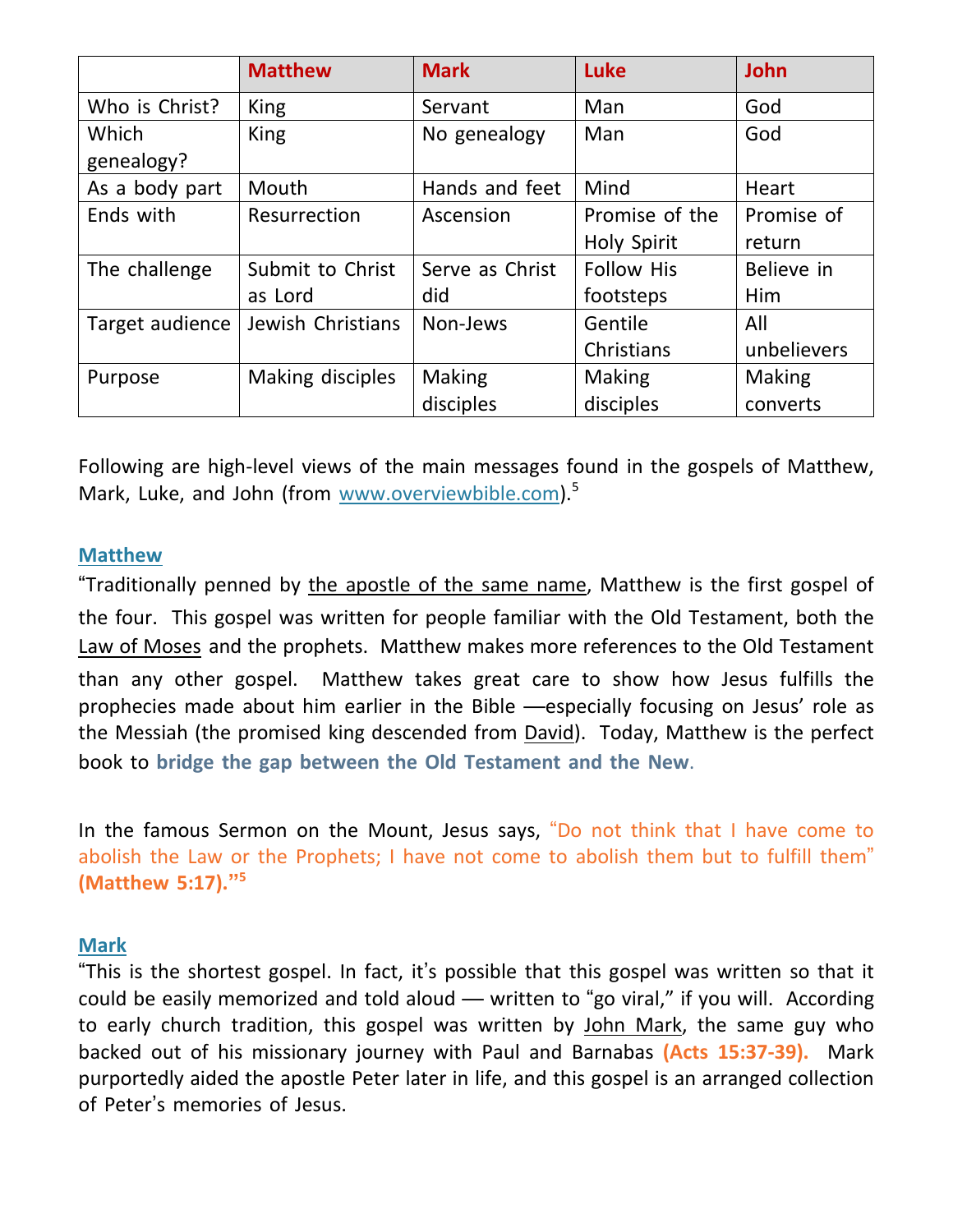| | Matthew | Mark | Luke | John |
|---|---|---|---|---|
| Who is Christ? | King | Servant | Man | God |
| Which genealogy? | King | No genealogy | Man | God |
| As a body part | Mouth | Hands and feet | Mind | Heart |
| Ends with | Resurrection | Ascension | Promise of the Holy Spirit | Promise of return |
| The challenge | Submit to Christ as Lord | Serve as Christ did | Follow His footsteps | Believe in Him |
| Target audience | Jewish Christians | Non-Jews | Gentile Christians | All unbelievers |
| Purpose | Making disciples | Making disciples | Making disciples | Making converts |

Following are high-level views of the main messages found in the gospels of Matthew, Mark, Luke, and John (from www.overviewbible.com).[5]

## Matthew

"Traditionally penned by the apostle of the same name, Matthew is the first gospel of the four. This gospel was written for people familiar with the Old Testament, both the Law of Moses and the prophets. Matthew makes more references to the Old Testament than any other gospel. Matthew takes great care to show how Jesus fulfills the prophecies made about him earlier in the Bible —especially focusing on Jesus' role as the Messiah (the promised king descended from David). Today, Matthew is the perfect book to **bridge the gap between the Old Testament and the New**.

In the famous Sermon on the Mount, Jesus says, "Do not think that I have come to abolish the Law or the Prophets; I have not come to abolish them but to fulfill them" **(Matthew 5:17)."**[5]

## Mark

"This is the shortest gospel. In fact, it's possible that this gospel was written so that it could be easily memorized and told aloud — written to "go viral," if you will. According to early church tradition, this gospel was written by John Mark, the same guy who backed out of his missionary journey with Paul and Barnabas **(Acts 15:37-39).** Mark purportedly aided the apostle Peter later in life, and this gospel is an arranged collection of Peter's memories of Jesus.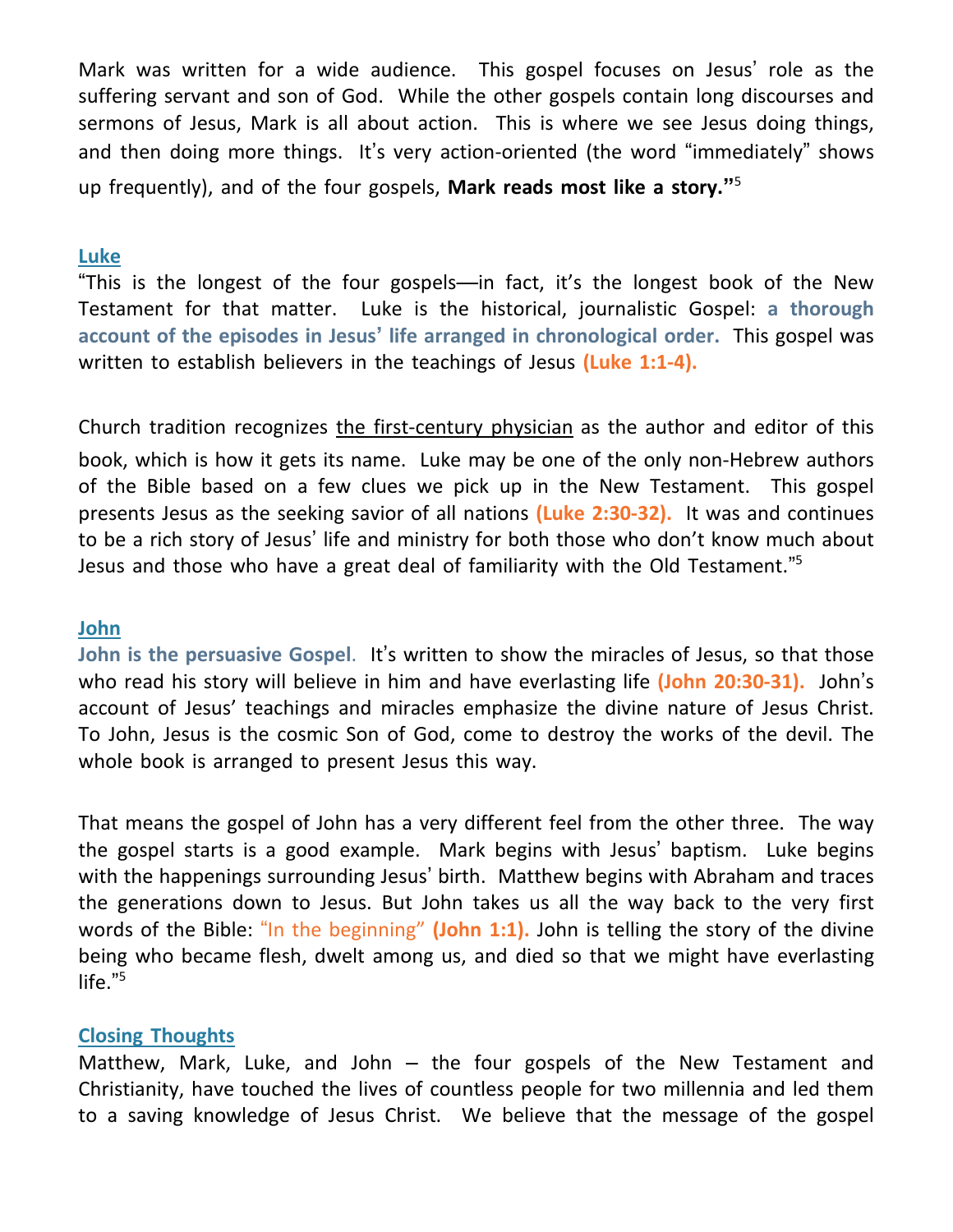Mark was written for a wide audience. This gospel focuses on Jesus' role as the suffering servant and son of God. While the other gospels contain long discourses and sermons of Jesus, Mark is all about action. This is where we see Jesus doing things, and then doing more things. It's very action-oriented (the word "immediately" shows up frequently), and of the four gospels, **Mark reads most like a story."**[5]

## Luke

"This is the longest of the four gospels—in fact, it's the longest book of the New Testament for that matter. Luke is the historical, journalistic Gospel: **a thorough account of the episodes in Jesus' life arranged in chronological order.** This gospel was written to establish believers in the teachings of Jesus **(Luke 1:1-4).**

Church tradition recognizes the first-century physician as the author and editor of this book, which is how it gets its name. Luke may be one of the only non-Hebrew authors of the Bible based on a few clues we pick up in the New Testament. This gospel presents Jesus as the seeking savior of all nations **(Luke 2:30-32).** It was and continues to be a rich story of Jesus' life and ministry for both those who don't know much about Jesus and those who have a great deal of familiarity with the Old Testament."[5]

## John

**John is the persuasive Gospel**. It's written to show the miracles of Jesus, so that those who read his story will believe in him and have everlasting life **(John 20:30-31).** John's account of Jesus' teachings and miracles emphasize the divine nature of Jesus Christ. To John, Jesus is the cosmic Son of God, come to destroy the works of the devil. The whole book is arranged to present Jesus this way.

That means the gospel of John has a very different feel from the other three. The way the gospel starts is a good example. Mark begins with Jesus' baptism. Luke begins with the happenings surrounding Jesus' birth. Matthew begins with Abraham and traces the generations down to Jesus. But John takes us all the way back to the very first words of the Bible: "In the beginning" **(John 1:1).** John is telling the story of the divine being who became flesh, dwelt among us, and died so that we might have everlasting life."[5]

## Closing Thoughts

Matthew, Mark, Luke, and John – the four gospels of the New Testament and Christianity, have touched the lives of countless people for two millennia and led them to a saving knowledge of Jesus Christ. We believe that the message of the gospel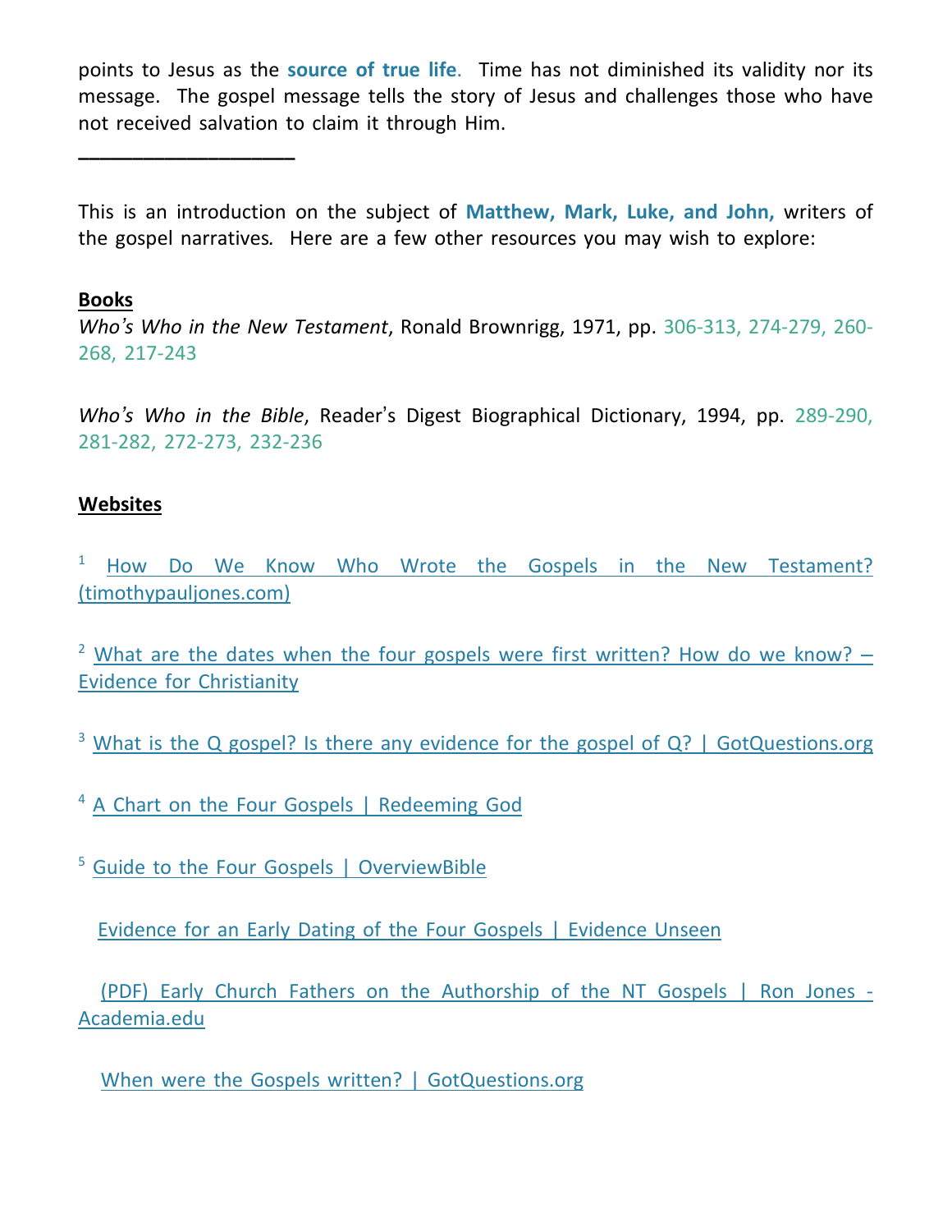points to Jesus as the **source of true life**. Time has not diminished its validity nor its message. The gospel message tells the story of Jesus and challenges those who have not received salvation to claim it through Him.

---

This is an introduction on the subject of **Matthew, Mark, Luke, and John,** writers of the gospel narratives. Here are a few other resources you may wish to explore:

**Books**

*Who's Who in the New Testament*, Ronald Brownrigg, 1971, pp. 306-313, 274-279, 260-268, 217-243

*Who's Who in the Bible*, Reader's Digest Biographical Dictionary, 1994, pp. 289-290, 281-282, 272-273, 232-236

**Websites**

[1] How Do We Know Who Wrote the Gospels in the New Testament? (timothypauljones.com)

[2] What are the dates when the four gospels were first written? How do we know? – Evidence for Christianity

[3] What is the Q gospel? Is there any evidence for the gospel of Q? | GotQuestions.org

[4] A Chart on the Four Gospels | Redeeming God

[5] Guide to the Four Gospels | OverviewBible

Evidence for an Early Dating of the Four Gospels | Evidence Unseen

(PDF) Early Church Fathers on the Authorship of the NT Gospels | Ron Jones - Academia.edu

When were the Gospels written? | GotQuestions.org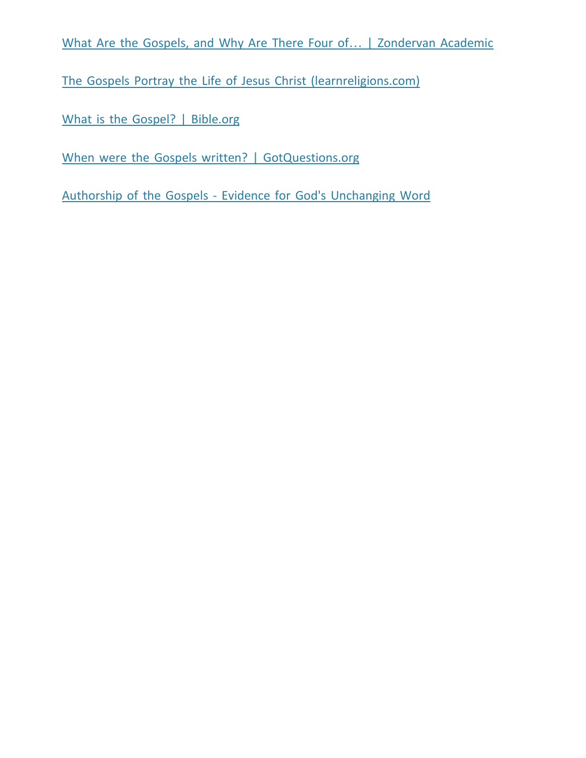What Are the Gospels, and Why Are There Four of… | Zondervan Academic

The Gospels Portray the Life of Jesus Christ (learnreligions.com)

What is the Gospel? | Bible.org

When were the Gospels written? | GotQuestions.org

Authorship of the Gospels - Evidence for God's Unchanging Word